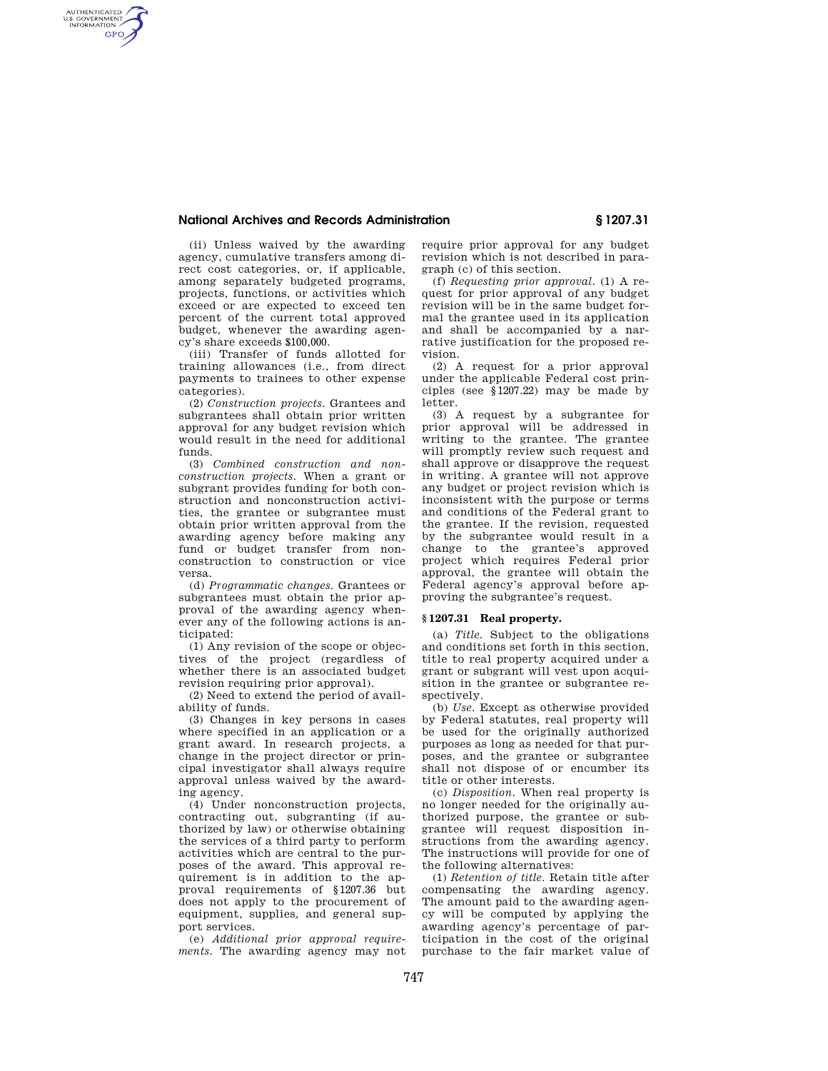(ii) Unless waived by the awarding agency, cumulative transfers among direct cost categories, or, if applicable, among separately budgeted programs, projects, functions, or activities which exceed or are expected to exceed ten percent of the current total approved budget, whenever the awarding agency's share exceeds $100,000.

(iii) Transfer of funds allotted for training allowances (i.e., from direct payments to trainees to other expense categories).

(2) *Construction projects.* Grantees and subgrantees shall obtain prior written approval for any budget revision which would result in the need for additional funds.

(3) *Combined construction and nonconstruction projects.* When a grant or subgrant provides funding for both construction and nonconstruction activities, the grantee or subgrantee must obtain prior written approval from the awarding agency before making any fund or budget transfer from nonconstruction to construction or vice versa.

(d) *Programmatic changes.* Grantees or subgrantees must obtain the prior approval of the awarding agency whenever any of the following actions is anticipated:

(1) Any revision of the scope or objectives of the project (regardless of whether there is an associated budget revision requiring prior approval).

(2) Need to extend the period of availability of funds.

(3) Changes in key persons in cases where specified in an application or a grant award. In research projects, a change in the project director or principal investigator shall always require approval unless waived by the awarding agency.

(4) Under nonconstruction projects, contracting out, subgranting (if authorized by law) or otherwise obtaining the services of a third party to perform activities which are central to the purposes of the award. This approval requirement is in addition to the approval requirements of §1207.36 but does not apply to the procurement of equipment, supplies, and general support services.

(e) *Additional prior approval requirements.* The awarding agency may not require prior approval for any budget revision which is not described in paragraph (c) of this section.

(f) *Requesting prior approval.* (1) A request for prior approval of any budget revision will be in the same budget formal the grantee used in its application and shall be accompanied by a narrative justification for the proposed revision.

(2) A request for a prior approval under the applicable Federal cost principles (see §1207.22) may be made by letter.

(3) A request by a subgrantee for prior approval will be addressed in writing to the grantee. The grantee will promptly review such request and shall approve or disapprove the request in writing. A grantee will not approve any budget or project revision which is inconsistent with the purpose or terms and conditions of the Federal grant to the grantee. If the revision, requested by the subgrantee would result in a change to the grantee's approved project which requires Federal prior approval, the grantee will obtain the Federal agency's approval before approving the subgrantee's request.

## §1207.31 Real property.

(a) *Title.* Subject to the obligations and conditions set forth in this section, title to real property acquired under a grant or subgrant will vest upon acquisition in the grantee or subgrantee respectively.

(b) *Use.* Except as otherwise provided by Federal statutes, real property will be used for the originally authorized purposes as long as needed for that purposes, and the grantee or subgrantee shall not dispose of or encumber its title or other interests.

(c) *Disposition.* When real property is no longer needed for the originally authorized purpose, the grantee or subgrantee will request disposition instructions from the awarding agency. The instructions will provide for one of the following alternatives:

(1) *Retention of title.* Retain title after compensating the awarding agency. The amount paid to the awarding agency will be computed by applying the awarding agency's percentage of participation in the cost of the original purchase to the fair market value of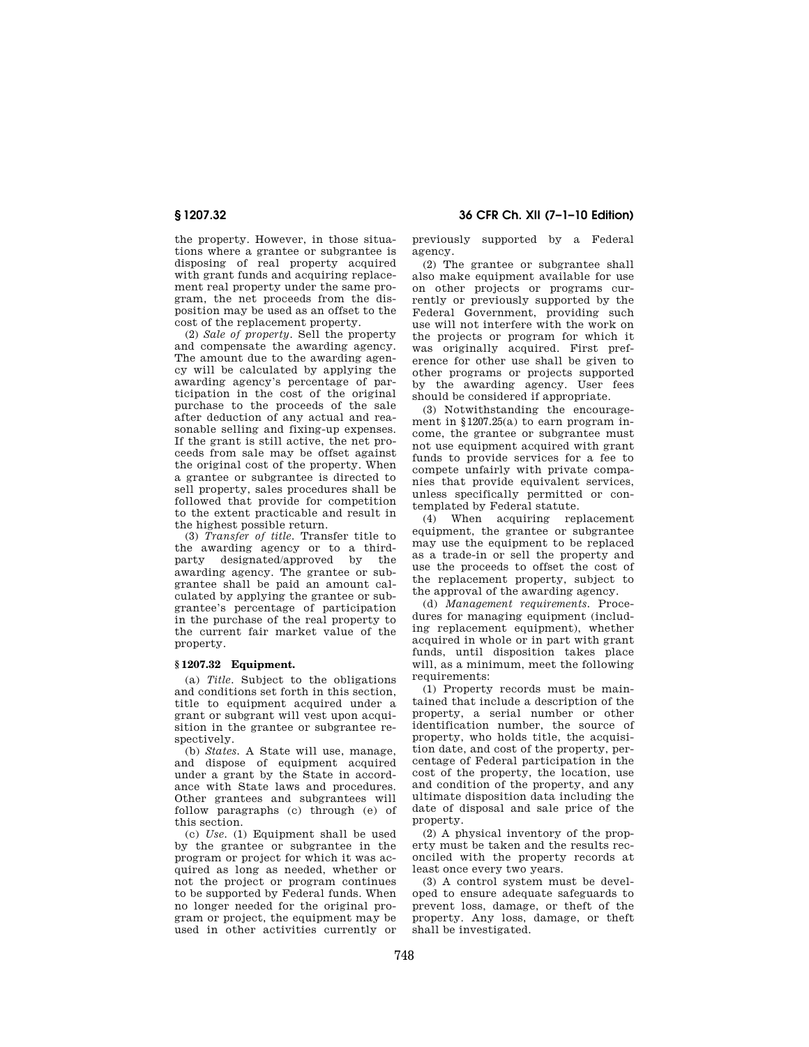the property. However, in those situations where a grantee or subgrantee is disposing of real property acquired with grant funds and acquiring replacement real property under the same program, the net proceeds from the disposition may be used as an offset to the cost of the replacement property.

(2) *Sale of property.* Sell the property and compensate the awarding agency. The amount due to the awarding agency will be calculated by applying the awarding agency's percentage of participation in the cost of the original purchase to the proceeds of the sale after deduction of any actual and reasonable selling and fixing-up expenses. If the grant is still active, the net proceeds from sale may be offset against the original cost of the property. When a grantee or subgrantee is directed to sell property, sales procedures shall be followed that provide for competition to the extent practicable and result in the highest possible return.

(3) *Transfer of title.* Transfer title to the awarding agency or to a third-party designated/approved by the awarding agency. The grantee or subgrantee shall be paid an amount calculated by applying the grantee or subgrantee's percentage of participation in the purchase of the real property to the current fair market value of the property.

### § 1207.32 Equipment.

(a) *Title.* Subject to the obligations and conditions set forth in this section, title to equipment acquired under a grant or subgrant will vest upon acquisition in the grantee or subgrantee respectively.

(b) *States.* A State will use, manage, and dispose of equipment acquired under a grant by the State in accordance with State laws and procedures. Other grantees and subgrantees will follow paragraphs (c) through (e) of this section.

(c) *Use.* (1) Equipment shall be used by the grantee or subgrantee in the program or project for which it was acquired as long as needed, whether or not the project or program continues to be supported by Federal funds. When no longer needed for the original program or project, the equipment may be used in other activities currently or previously supported by a Federal agency.

(2) The grantee or subgrantee shall also make equipment available for use on other projects or programs currently or previously supported by the Federal Government, providing such use will not interfere with the work on the projects or program for which it was originally acquired. First preference for other use shall be given to other programs or projects supported by the awarding agency. User fees should be considered if appropriate.

(3) Notwithstanding the encouragement in §1207.25(a) to earn program income, the grantee or subgrantee must not use equipment acquired with grant funds to provide services for a fee to compete unfairly with private companies that provide equivalent services, unless specifically permitted or contemplated by Federal statute.

(4) When acquiring replacement equipment, the grantee or subgrantee may use the equipment to be replaced as a trade-in or sell the property and use the proceeds to offset the cost of the replacement property, subject to the approval of the awarding agency.

(d) *Management requirements.* Procedures for managing equipment (including replacement equipment), whether acquired in whole or in part with grant funds, until disposition takes place will, as a minimum, meet the following requirements:

(1) Property records must be maintained that include a description of the property, a serial number or other identification number, the source of property, who holds title, the acquisition date, and cost of the property, percentage of Federal participation in the cost of the property, the location, use and condition of the property, and any ultimate disposition data including the date of disposal and sale price of the property.

(2) A physical inventory of the property must be taken and the results reconciled with the property records at least once every two years.

(3) A control system must be developed to ensure adequate safeguards to prevent loss, damage, or theft of the property. Any loss, damage, or theft shall be investigated.